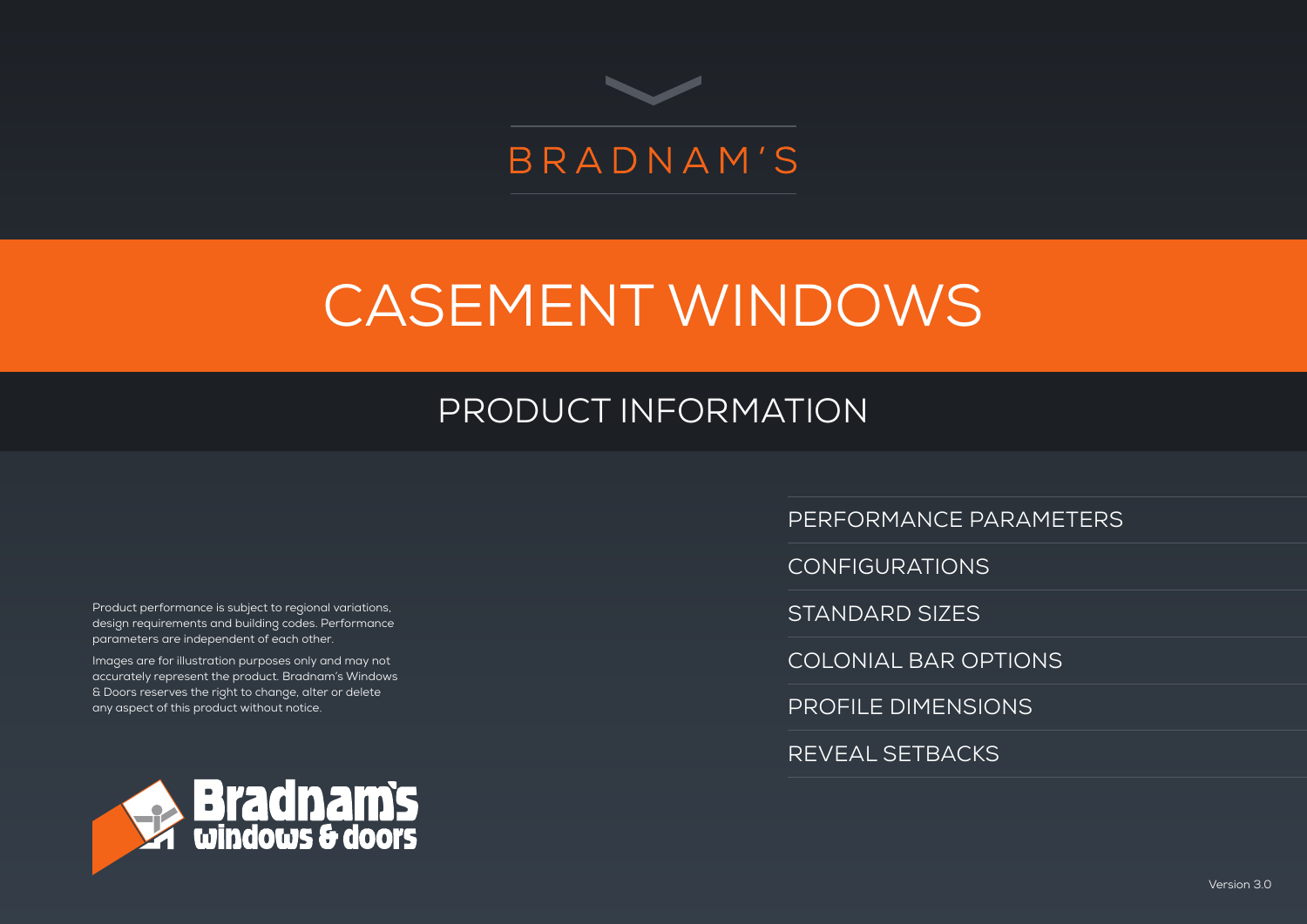BRADNAM'S

# CASEMENT WINDOWS

## PRODUCT INFORMATION

Product performance is subject to regional variations, design requirements and building codes. Performance parameters are independent of each other.

Images are for illustration purposes only and may not accurately represent the product. Bradnam's Windows & Doors reserves the right to change, alter or delete any aspect of this product without notice.

- PERFORMANCE PARAMETERS
- CONFIGURATIONS
- STANDARD SIZES
- COLONIAL BAR OPTIONS
- PROFILE DIMENSIONS
- REVEAL SETBACKS

Bradnam's windows & doors

Version 3.0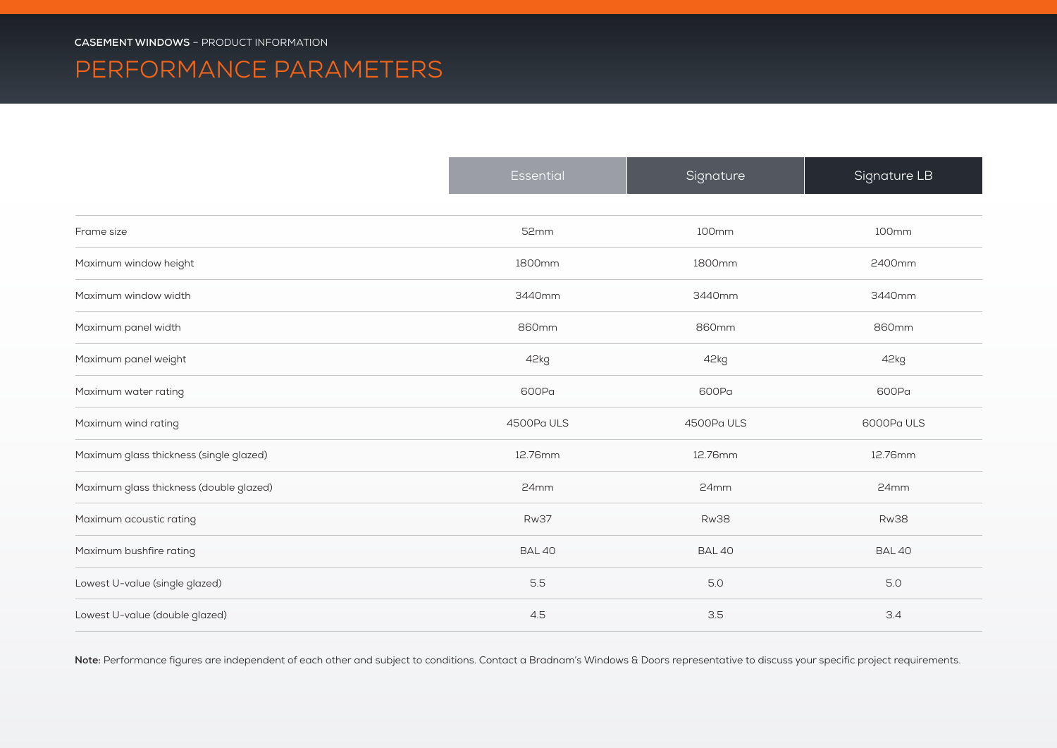**CASEMENT WINDOWS** – PRODUCT INFORMATION

# PERFORMANCE PARAMETERS

| | Essential | Signature | Signature LB |
|---|---|---|---|
| Frame size | 52mm | 100mm | 100mm |
| Maximum window height | 1800mm | 1800mm | 2400mm |
| Maximum window width | 3440mm | 3440mm | 3440mm |
| Maximum panel width | 860mm | 860mm | 860mm |
| Maximum panel weight | 42kg | 42kg | 42kg |
| Maximum water rating | 600Pa | 600Pa | 600Pa |
| Maximum wind rating | 4500Pa ULS | 4500Pa ULS | 6000Pa ULS |
| Maximum glass thickness (single glazed) | 12.76mm | 12.76mm | 12.76mm |
| Maximum glass thickness (double glazed) | 24mm | 24mm | 24mm |
| Maximum acoustic rating | Rw37 | Rw38 | Rw38 |
| Maximum bushfire rating | BAL 40 | BAL 40 | BAL 40 |
| Lowest U-value (single glazed) | 5.5 | 5.0 | 5.0 |
| Lowest U-value (double glazed) | 4.5 | 3.5 | 3.4 |

**Note:** Performance figures are independent of each other and subject to conditions. Contact a Bradnam's Windows & Doors representative to discuss your specific project requirements.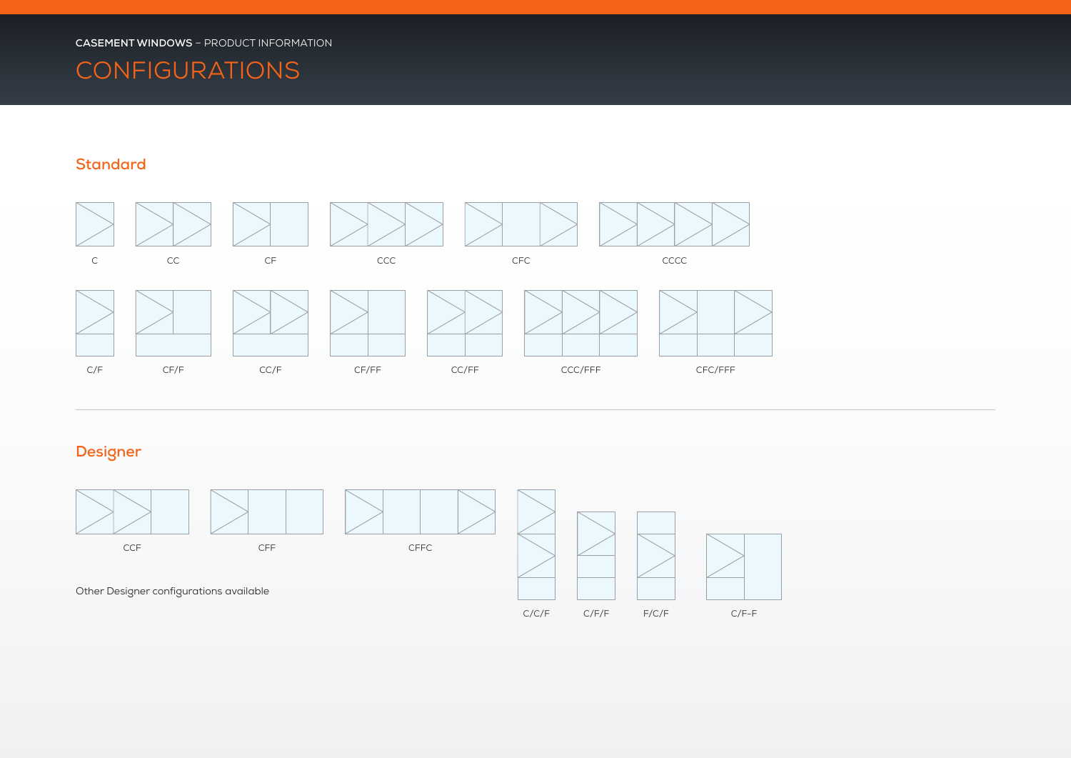CASEMENT WINDOWS – PRODUCT INFORMATION

# CONFIGURATIONS

## Standard

C

CC

CF

CCC

CFC

CCCC

C/F

CF/F

CC/F

CF/FF

CC/FF

CCC/FFF

CFC/FFF

## Designer

CCF

CFF

CFFC

C/C/F

C/F/F

F/C/F

C/F-F

Other Designer configurations available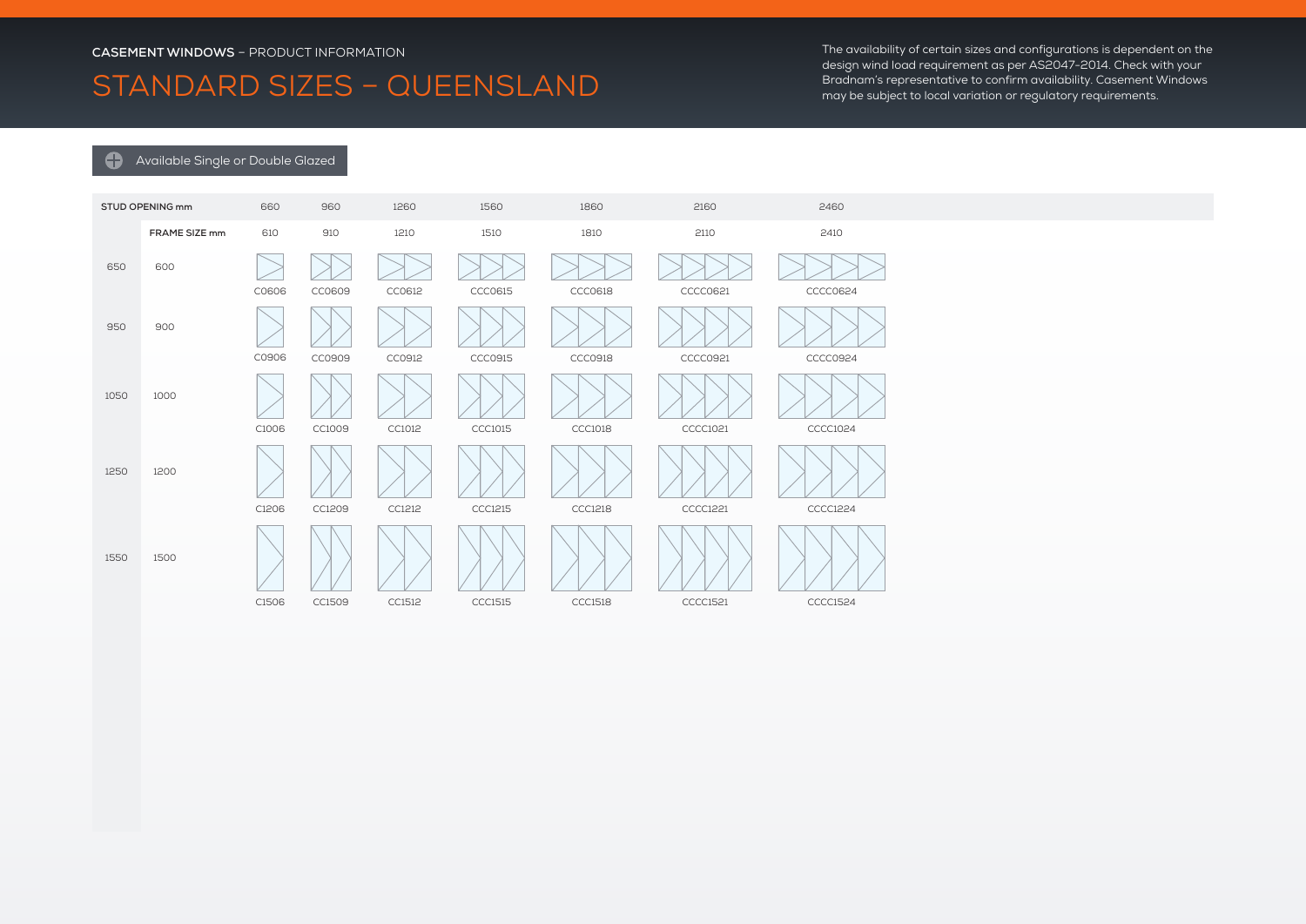**CASEMENT WINDOWS** – PRODUCT INFORMATION

# STANDARD SIZES – QUEENSLAND

The availability of certain sizes and configurations is dependent on the design wind load requirement as per AS2047-2014. Check with your Bradnam's representative to confirm availability. Casement Windows may be subject to local variation or regulatory requirements.

Available Single or Double Glazed

| STUD OPENING mm | | 660 | 960 | 1260 | 1560 | 1860 | 2160 | 2460 |
|---|---|---|---|---|---|---|---|---|
| | FRAME SIZE mm | 610 | 910 | 1210 | 1510 | 1810 | 2110 | 2410 |
| 650 | 600 | C0606 | CC0609 | CC0612 | CCC0615 | CCC0618 | CCCC0621 | CCCC0624 |
| 950 | 900 | C0906 | CC0909 | CC0912 | CCC0915 | CCC0918 | CCCC0921 | CCCC0924 |
| 1050 | 1000 | C1006 | CC1009 | CC1012 | CCC1015 | CCC1018 | CCCC1021 | CCCC1024 |
| 1250 | 1200 | C1206 | CC1209 | CC1212 | CCC1215 | CCC1218 | CCCC1221 | CCCC1224 |
| 1550 | 1500 | C1506 | CC1509 | CC1512 | CCC1515 | CCC1518 | CCCC1521 | CCCC1524 |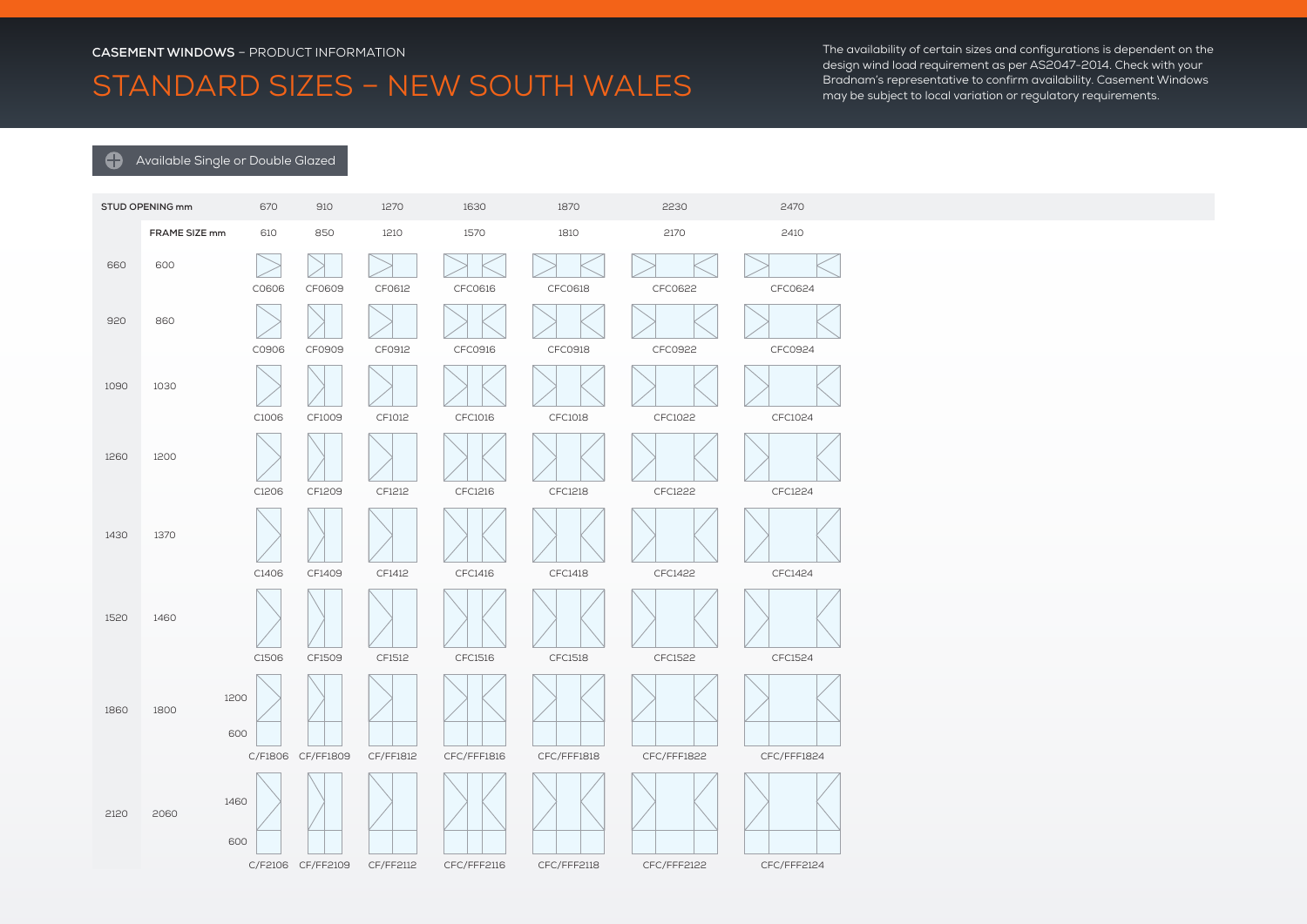**CASEMENT WINDOWS** – PRODUCT INFORMATION

# STANDARD SIZES – NEW SOUTH WALES

The availability of certain sizes and configurations is dependent on the design wind load requirement as per AS2047-2014. Check with your Bradnam's representative to confirm availability. Casement Windows may be subject to local variation or regulatory requirements.

Available Single or Double Glazed

| STUD OPENING mm | | | 670 | 910 | 1270 | 1630 | 1870 | 2230 | 2470 |
|---|---|---|---|---|---|---|---|---|---|
| | FRAME SIZE mm | | 610 | 850 | 1210 | 1570 | 1810 | 2170 | 2410 |
| 660 | 600 | | C0606 | CF0609 | CF0612 | CFC0616 | CFC0618 | CFC0622 | CFC0624 |
| 920 | 860 | | C0906 | CF0909 | CF0912 | CFC0916 | CFC0918 | CFC0922 | CFC0924 |
| 1090 | 1030 | | C1006 | CF1009 | CF1012 | CFC1016 | CFC1018 | CFC1022 | CFC1024 |
| 1260 | 1200 | | C1206 | CF1209 | CF1212 | CFC1216 | CFC1218 | CFC1222 | CFC1224 |
| 1430 | 1370 | | C1406 | CF1409 | CF1412 | CFC1416 | CFC1418 | CFC1422 | CFC1424 |
| 1520 | 1460 | | C1506 | CF1509 | CF1512 | CFC1516 | CFC1518 | CFC1522 | CFC1524 |
| 1860 | 1800 | 1200 / 600 | C/F1806 | CF/FF1809 | CF/FF1812 | CFC/FFF1816 | CFC/FFF1818 | CFC/FFF1822 | CFC/FFF1824 |
| 2120 | 2060 | 1460 / 600 | C/F2106 | CF/FF2109 | CF/FF2112 | CFC/FFF2116 | CFC/FFF2118 | CFC/FFF2122 | CFC/FFF2124 |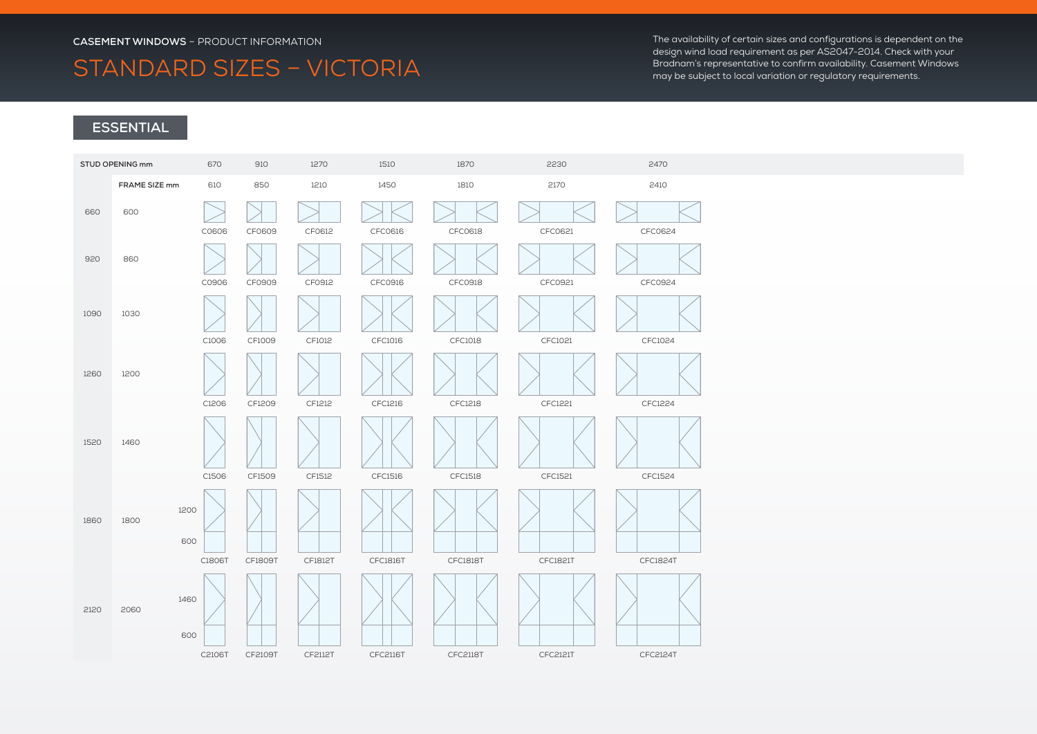**CASEMENT WINDOWS** – PRODUCT INFORMATION

# STANDARD SIZES – VICTORIA

The availability of certain sizes and configurations is dependent on the design wind load requirement as per AS2047-2014. Check with your Bradnam's representative to confirm availability. Casement Windows may be subject to local variation or regulatory requirements.

## ESSENTIAL

| STUD OPENING mm | | | 670 | 910 | 1270 | 1510 | 1870 | 2230 | 2470 |
|---|---|---|---|---|---|---|---|---|---|
| | FRAME SIZE mm | | 610 | 850 | 1210 | 1450 | 1810 | 2170 | 2410 |
| 660 | 600 | | C0606 | CF0609 | CF0612 | CFC0616 | CFC0618 | CFC0621 | CFC0624 |
| 920 | 860 | | C0906 | CF0909 | CF0912 | CFC0916 | CFC0918 | CFC0921 | CFC0924 |
| 1090 | 1030 | | C1006 | CF1009 | CF1012 | CFC1016 | CFC1018 | CFC1021 | CFC1024 |
| 1260 | 1200 | | C1206 | CF1209 | CF1212 | CFC1216 | CFC1218 | CFC1221 | CFC1224 |
| 1520 | 1460 | | C1506 | CF1509 | CF1512 | CFC1516 | CFC1518 | CFC1521 | CFC1524 |
| 1860 | 1800 | 1200 / 600 | C1806T | CF1809T | CF1812T | CFC1816T | CFC1818T | CFC1821T | CFC1824T |
| 2120 | 2060 | 1460 / 600 | C2106T | CF2109T | CF2112T | CFC2116T | CFC2118T | CFC2121T | CFC2124T |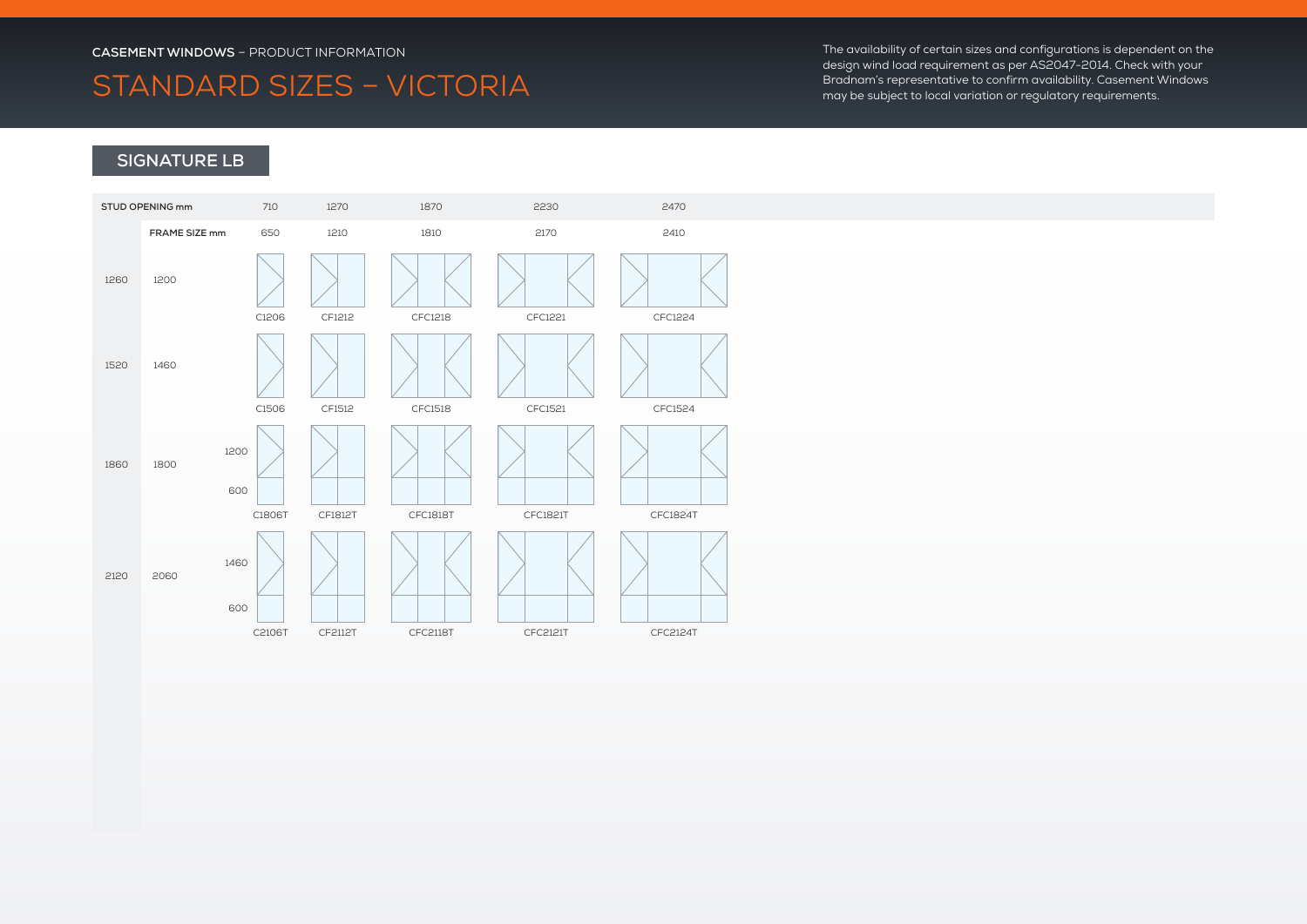**CASEMENT WINDOWS** – PRODUCT INFORMATION

# STANDARD SIZES – VICTORIA

The availability of certain sizes and configurations is dependent on the design wind load requirement as per AS2047-2014. Check with your Bradnam's representative to confirm availability. Casement Windows may be subject to local variation or regulatory requirements.

## SIGNATURE LB

| STUD OPENING mm | | | 710 | 1270 | 1870 | 2230 | 2470 |
|---|---|---|---|---|---|---|---|
| | FRAME SIZE mm | | 650 | 1210 | 1810 | 2170 | 2410 |
| 1260 | 1200 | | C1206 | CF1212 | CFC1218 | CFC1221 | CFC1224 |
| 1520 | 1460 | | C1506 | CF1512 | CFC1518 | CFC1521 | CFC1524 |
| 1860 | 1800 | 1200 / 600 | C1806T | CF1812T | CFC1818T | CFC1821T | CFC1824T |
| 2120 | 2060 | 1460 / 600 | C2106T | CF2112T | CFC2118T | CFC2121T | CFC2124T |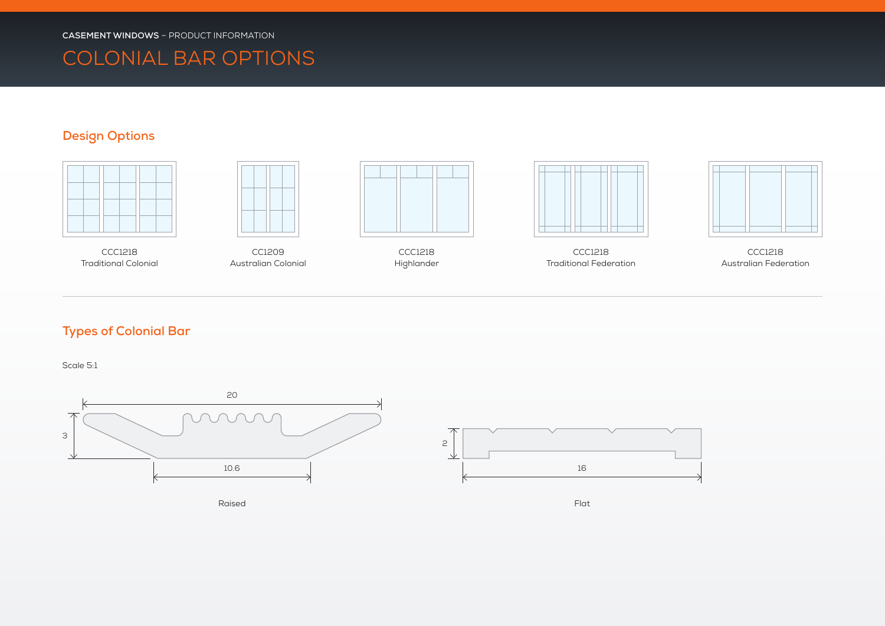CASEMENT WINDOWS – PRODUCT INFORMATION

# COLONIAL BAR OPTIONS

## Design Options

CCC1218
Traditional Colonial

CC1209
Australian Colonial

CCC1218
Highlander

CCC1218
Traditional Federation

CCC1218
Australian Federation

## Types of Colonial Bar

Scale 5:1

20

3

10.6

Raised

2

16

Flat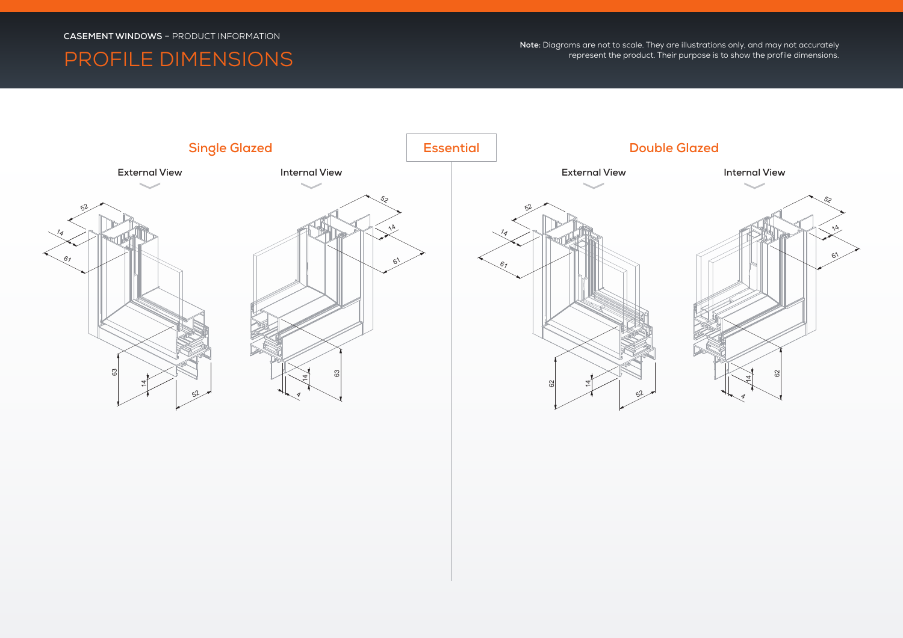CASEMENT WINDOWS – PRODUCT INFORMATION

# PROFILE DIMENSIONS

**Note:** Diagrams are not to scale. They are illustrations only, and may not accurately represent the product. Their purpose is to show the profile dimensions.

## Essential

### Single Glazed

External View

Internal View

### Double Glazed

External View

Internal View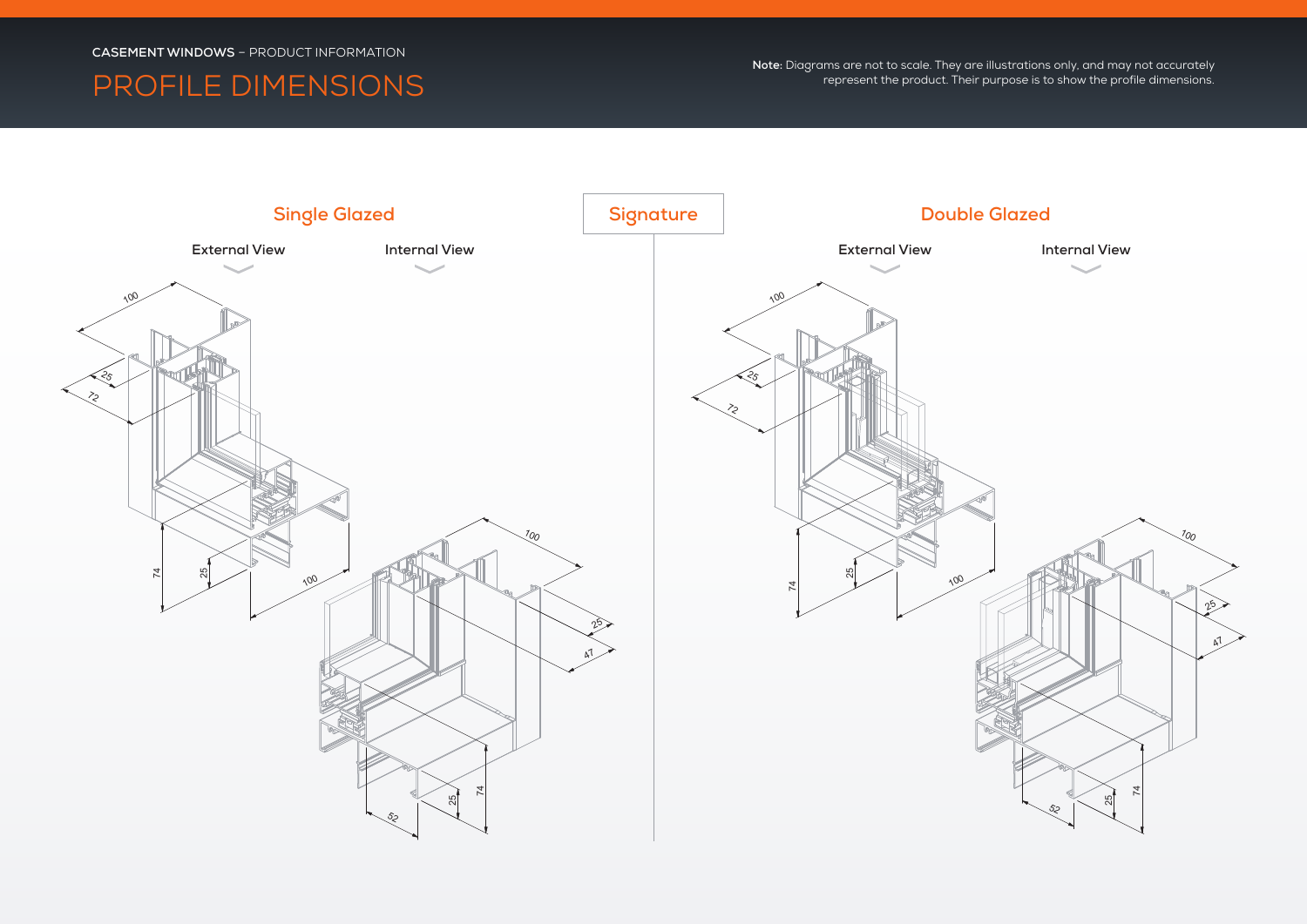**CASEMENT WINDOWS** – PRODUCT INFORMATION

# PROFILE DIMENSIONS

**Note:** Diagrams are not to scale. They are illustrations only, and may not accurately represent the product. Their purpose is to show the profile dimensions.

## Signature

### Single Glazed

External View

Internal View

### Double Glazed

External View

Internal View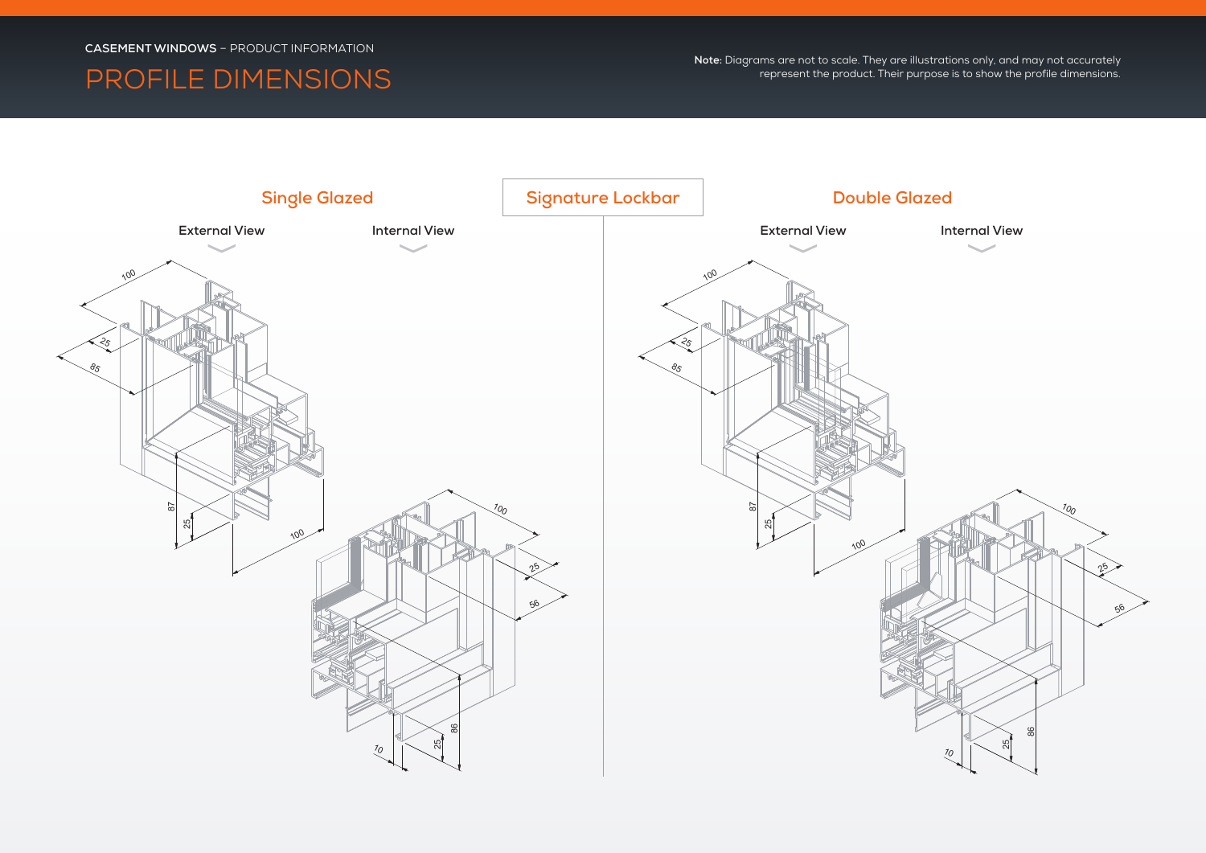CASEMENT WINDOWS – PRODUCT INFORMATION

# PROFILE DIMENSIONS

**Note:** Diagrams are not to scale. They are illustrations only, and may not accurately represent the product. Their purpose is to show the profile dimensions.

## Signature Lockbar

### Single Glazed

External View

Internal View

### Double Glazed

External View

Internal View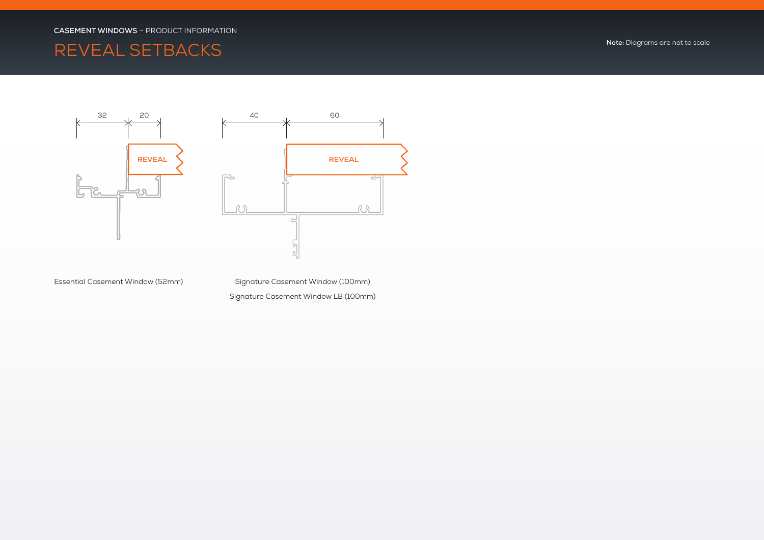CASEMENT WINDOWS – PRODUCT INFORMATION

# REVEAL SETBACKS

**Note:** Diagrams are not to scale

32
20
REVEAL

Essential Casement Window (52mm)

40
60
REVEAL

Signature Casement Window (100mm)

Signature Casement Window LB (100mm)